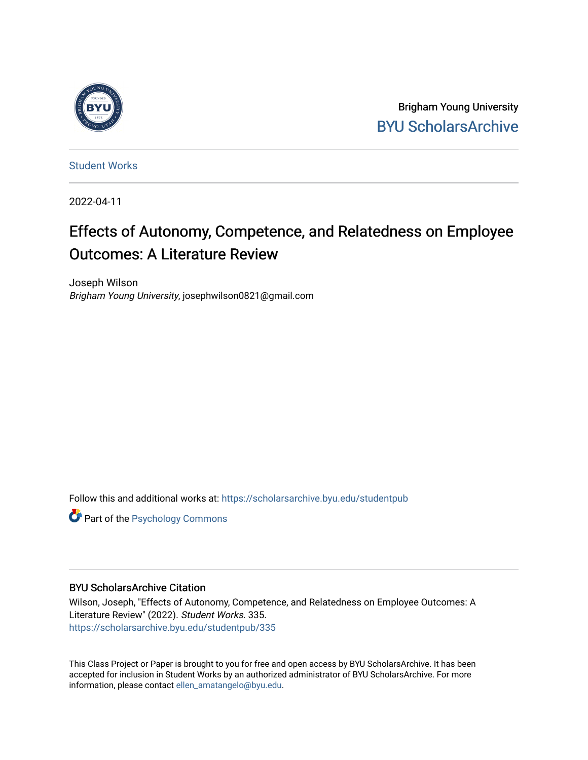Brigham Young University
BYU ScholarsArchive

Student Works

2022-04-11

# Effects of Autonomy, Competence, and Relatedness on Employee Outcomes: A Literature Review

Joseph Wilson
*Brigham Young University*, josephwilson0821@gmail.com

Follow this and additional works at: https://scholarsarchive.byu.edu/studentpub

Part of the Psychology Commons

## BYU ScholarsArchive Citation

Wilson, Joseph, "Effects of Autonomy, Competence, and Relatedness on Employee Outcomes: A Literature Review" (2022). *Student Works*. 335.
https://scholarsarchive.byu.edu/studentpub/335

This Class Project or Paper is brought to you for free and open access by BYU ScholarsArchive. It has been accepted for inclusion in Student Works by an authorized administrator of BYU ScholarsArchive. For more information, please contact ellen_amatangelo@byu.edu.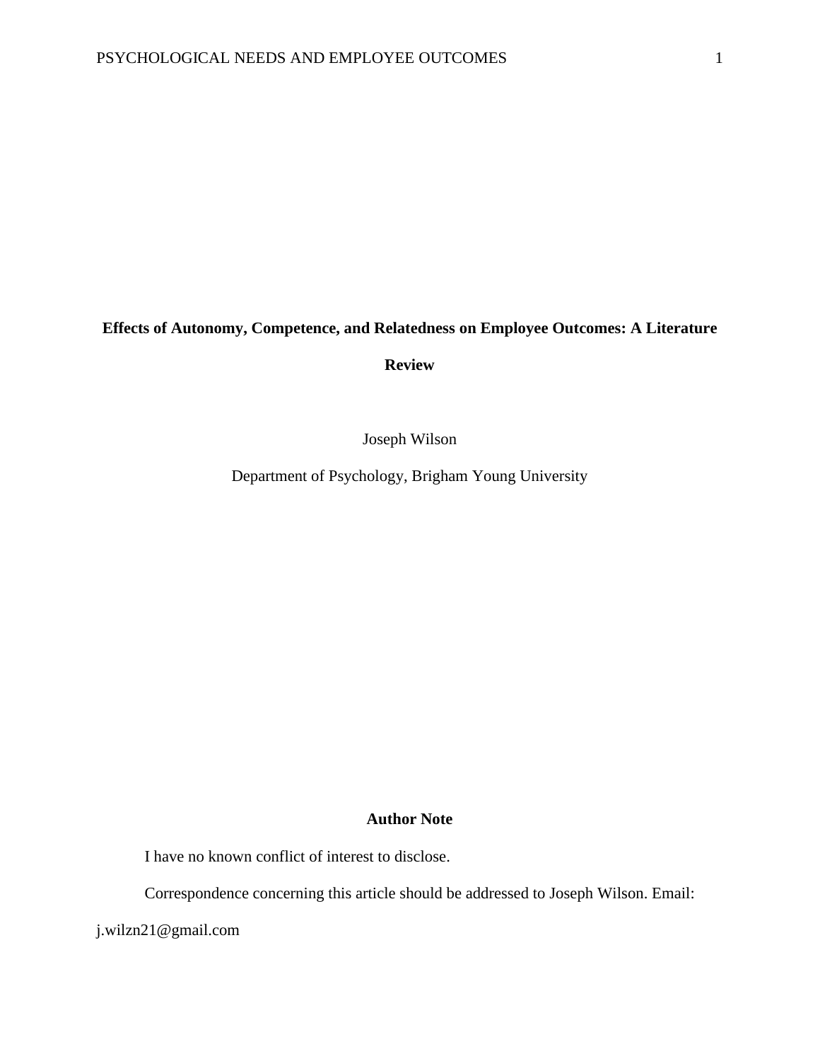**Effects of Autonomy, Competence, and Relatedness on Employee Outcomes: A Literature Review**

Joseph Wilson

Department of Psychology, Brigham Young University

**Author Note**

I have no known conflict of interest to disclose.

Correspondence concerning this article should be addressed to Joseph Wilson. Email: j.wilzn21@gmail.com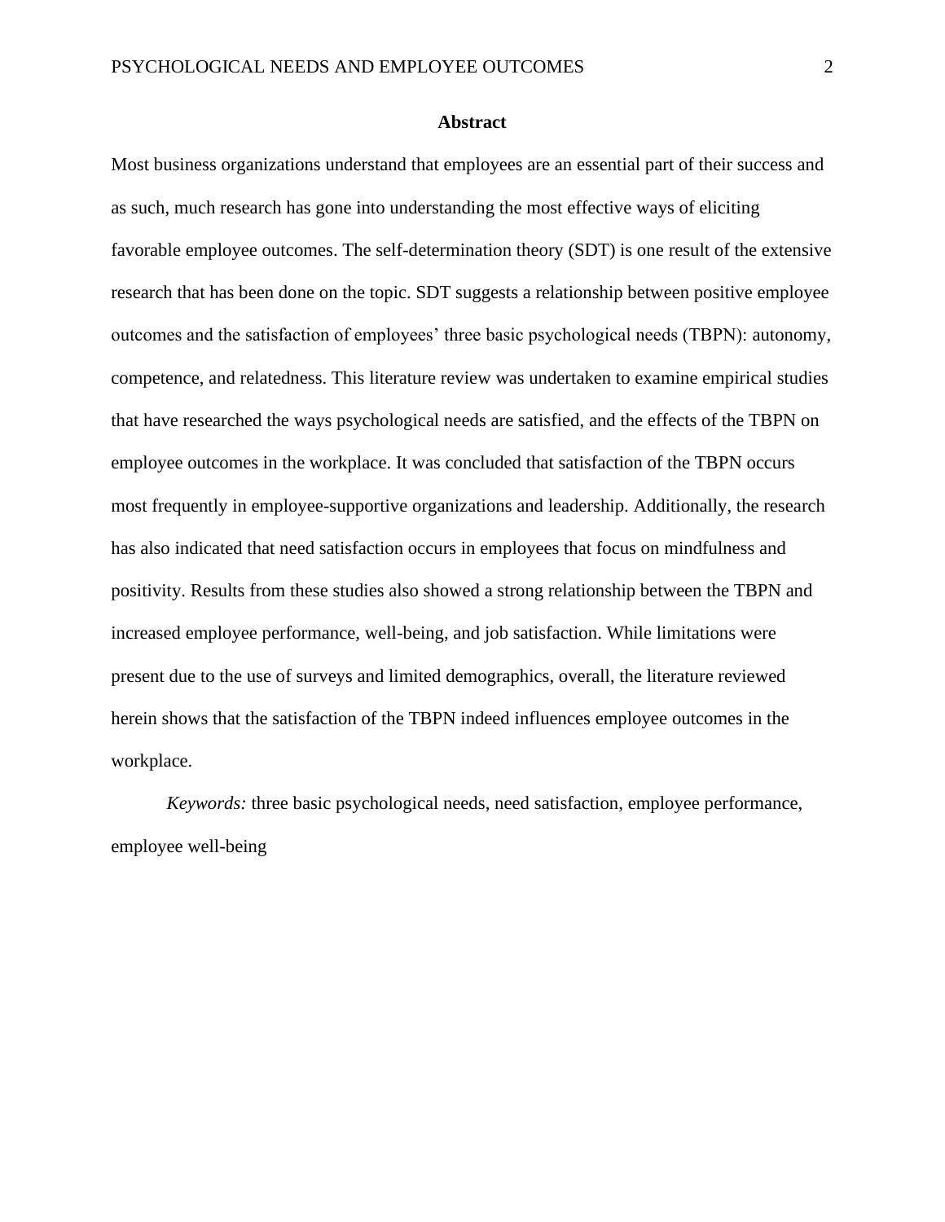## Abstract

Most business organizations understand that employees are an essential part of their success and as such, much research has gone into understanding the most effective ways of eliciting favorable employee outcomes. The self-determination theory (SDT) is one result of the extensive research that has been done on the topic. SDT suggests a relationship between positive employee outcomes and the satisfaction of employees' three basic psychological needs (TBPN): autonomy, competence, and relatedness. This literature review was undertaken to examine empirical studies that have researched the ways psychological needs are satisfied, and the effects of the TBPN on employee outcomes in the workplace. It was concluded that satisfaction of the TBPN occurs most frequently in employee-supportive organizations and leadership. Additionally, the research has also indicated that need satisfaction occurs in employees that focus on mindfulness and positivity. Results from these studies also showed a strong relationship between the TBPN and increased employee performance, well-being, and job satisfaction. While limitations were present due to the use of surveys and limited demographics, overall, the literature reviewed herein shows that the satisfaction of the TBPN indeed influences employee outcomes in the workplace.

*Keywords:* three basic psychological needs, need satisfaction, employee performance, employee well-being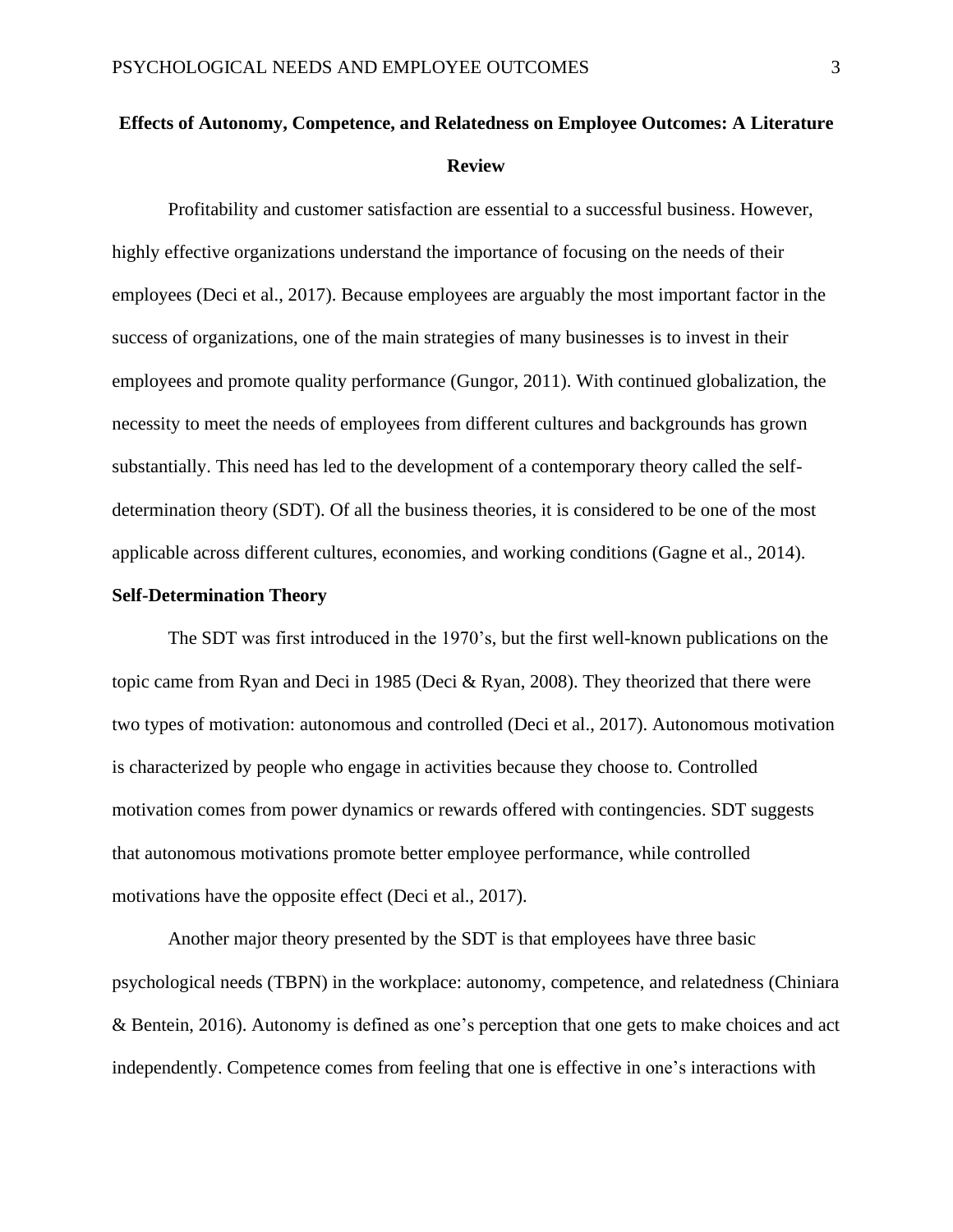# Effects of Autonomy, Competence, and Relatedness on Employee Outcomes: A Literature Review

Profitability and customer satisfaction are essential to a successful business. However, highly effective organizations understand the importance of focusing on the needs of their employees (Deci et al., 2017). Because employees are arguably the most important factor in the success of organizations, one of the main strategies of many businesses is to invest in their employees and promote quality performance (Gungor, 2011). With continued globalization, the necessity to meet the needs of employees from different cultures and backgrounds has grown substantially. This need has led to the development of a contemporary theory called the self-determination theory (SDT). Of all the business theories, it is considered to be one of the most applicable across different cultures, economies, and working conditions (Gagne et al., 2014).

## Self-Determination Theory

The SDT was first introduced in the 1970's, but the first well-known publications on the topic came from Ryan and Deci in 1985 (Deci & Ryan, 2008). They theorized that there were two types of motivation: autonomous and controlled (Deci et al., 2017). Autonomous motivation is characterized by people who engage in activities because they choose to. Controlled motivation comes from power dynamics or rewards offered with contingencies. SDT suggests that autonomous motivations promote better employee performance, while controlled motivations have the opposite effect (Deci et al., 2017).

Another major theory presented by the SDT is that employees have three basic psychological needs (TBPN) in the workplace: autonomy, competence, and relatedness (Chiniara & Bentein, 2016). Autonomy is defined as one's perception that one gets to make choices and act independently. Competence comes from feeling that one is effective in one's interactions with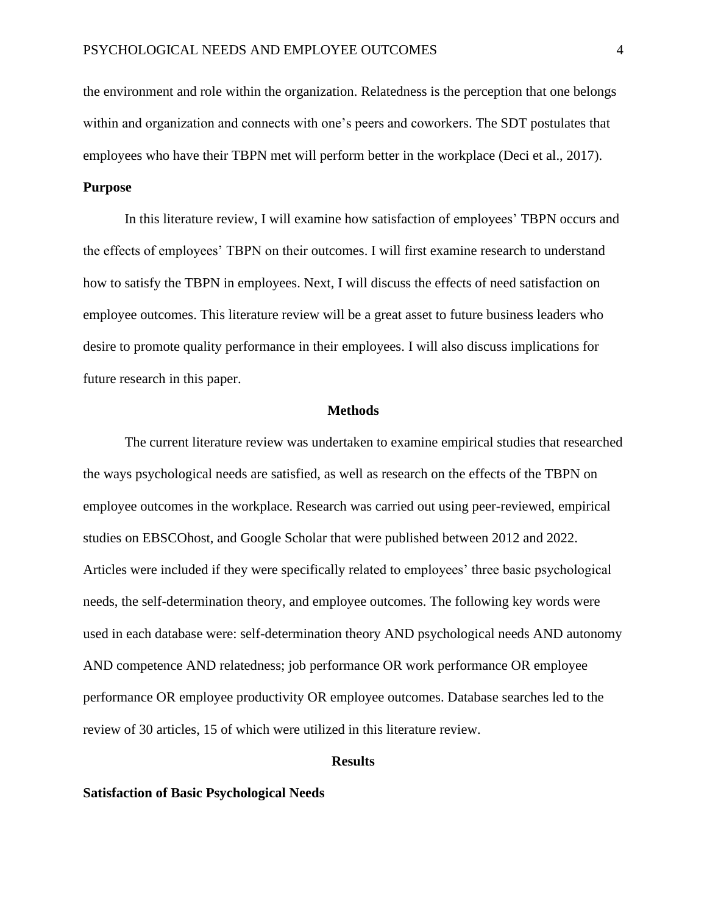the environment and role within the organization. Relatedness is the perception that one belongs within and organization and connects with one's peers and coworkers. The SDT postulates that employees who have their TBPN met will perform better in the workplace (Deci et al., 2017).

**Purpose**

In this literature review, I will examine how satisfaction of employees' TBPN occurs and the effects of employees' TBPN on their outcomes. I will first examine research to understand how to satisfy the TBPN in employees. Next, I will discuss the effects of need satisfaction on employee outcomes. This literature review will be a great asset to future business leaders who desire to promote quality performance in their employees. I will also discuss implications for future research in this paper.

## Methods

The current literature review was undertaken to examine empirical studies that researched the ways psychological needs are satisfied, as well as research on the effects of the TBPN on employee outcomes in the workplace. Research was carried out using peer-reviewed, empirical studies on EBSCOhost, and Google Scholar that were published between 2012 and 2022. Articles were included if they were specifically related to employees' three basic psychological needs, the self-determination theory, and employee outcomes. The following key words were used in each database were: self-determination theory AND psychological needs AND autonomy AND competence AND relatedness; job performance OR work performance OR employee performance OR employee productivity OR employee outcomes. Database searches led to the review of 30 articles, 15 of which were utilized in this literature review.

## Results

**Satisfaction of Basic Psychological Needs**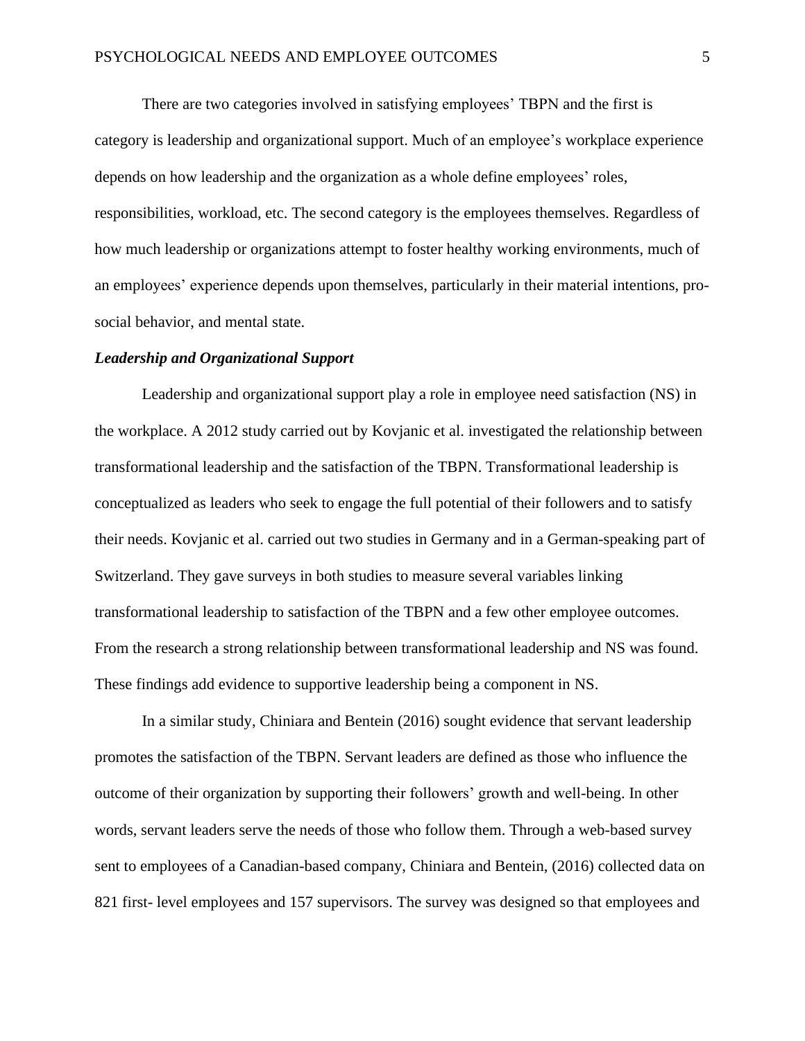There are two categories involved in satisfying employees' TBPN and the first is category is leadership and organizational support. Much of an employee's workplace experience depends on how leadership and the organization as a whole define employees' roles, responsibilities, workload, etc. The second category is the employees themselves. Regardless of how much leadership or organizations attempt to foster healthy working environments, much of an employees' experience depends upon themselves, particularly in their material intentions, pro-social behavior, and mental state.

### *Leadership and Organizational Support*

Leadership and organizational support play a role in employee need satisfaction (NS) in the workplace. A 2012 study carried out by Kovjanic et al. investigated the relationship between transformational leadership and the satisfaction of the TBPN. Transformational leadership is conceptualized as leaders who seek to engage the full potential of their followers and to satisfy their needs. Kovjanic et al. carried out two studies in Germany and in a German-speaking part of Switzerland. They gave surveys in both studies to measure several variables linking transformational leadership to satisfaction of the TBPN and a few other employee outcomes. From the research a strong relationship between transformational leadership and NS was found. These findings add evidence to supportive leadership being a component in NS.

In a similar study, Chiniara and Bentein (2016) sought evidence that servant leadership promotes the satisfaction of the TBPN. Servant leaders are defined as those who influence the outcome of their organization by supporting their followers' growth and well-being. In other words, servant leaders serve the needs of those who follow them. Through a web-based survey sent to employees of a Canadian-based company, Chiniara and Bentein, (2016) collected data on 821 first- level employees and 157 supervisors. The survey was designed so that employees and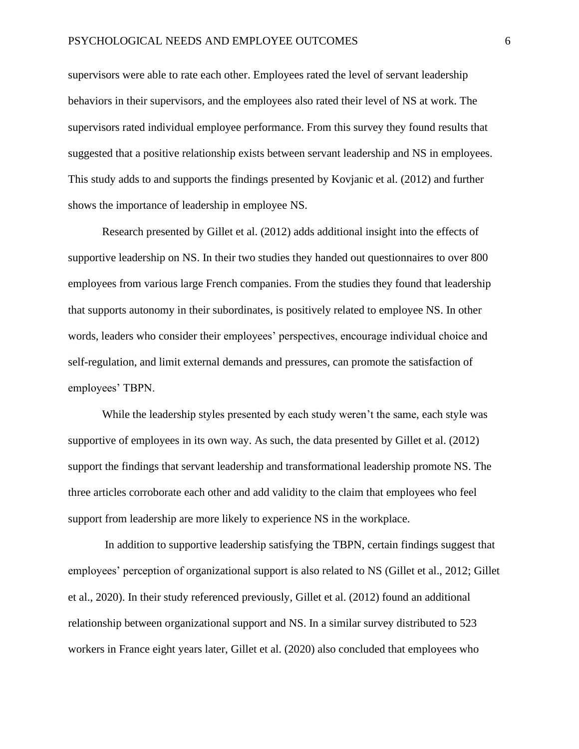supervisors were able to rate each other. Employees rated the level of servant leadership behaviors in their supervisors, and the employees also rated their level of NS at work. The supervisors rated individual employee performance. From this survey they found results that suggested that a positive relationship exists between servant leadership and NS in employees. This study adds to and supports the findings presented by Kovjanic et al. (2012) and further shows the importance of leadership in employee NS.

Research presented by Gillet et al. (2012) adds additional insight into the effects of supportive leadership on NS. In their two studies they handed out questionnaires to over 800 employees from various large French companies. From the studies they found that leadership that supports autonomy in their subordinates, is positively related to employee NS. In other words, leaders who consider their employees' perspectives, encourage individual choice and self-regulation, and limit external demands and pressures, can promote the satisfaction of employees' TBPN.

While the leadership styles presented by each study weren't the same, each style was supportive of employees in its own way. As such, the data presented by Gillet et al. (2012) support the findings that servant leadership and transformational leadership promote NS. The three articles corroborate each other and add validity to the claim that employees who feel support from leadership are more likely to experience NS in the workplace.

In addition to supportive leadership satisfying the TBPN, certain findings suggest that employees' perception of organizational support is also related to NS (Gillet et al., 2012; Gillet et al., 2020). In their study referenced previously, Gillet et al. (2012) found an additional relationship between organizational support and NS. In a similar survey distributed to 523 workers in France eight years later, Gillet et al. (2020) also concluded that employees who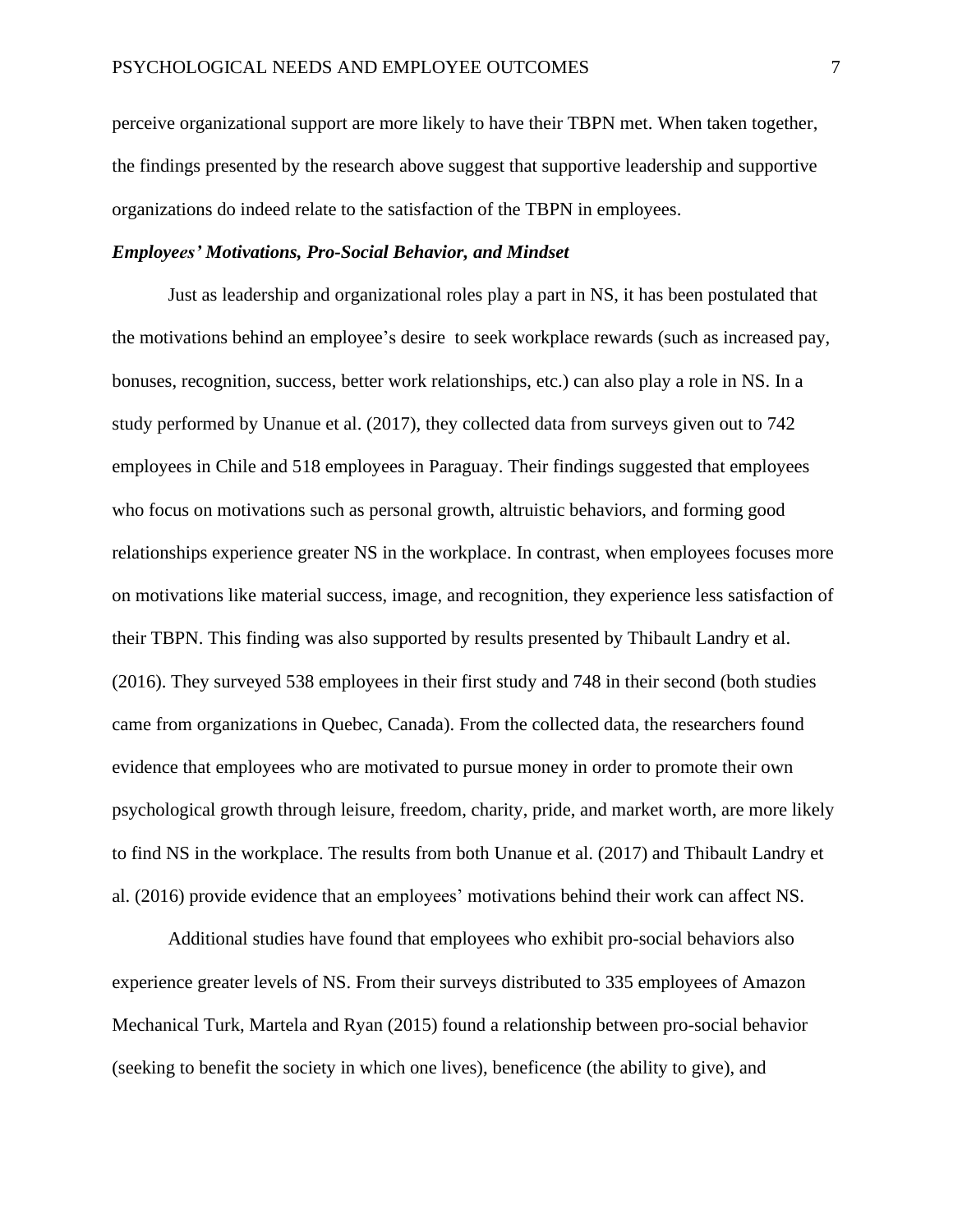perceive organizational support are more likely to have their TBPN met. When taken together, the findings presented by the research above suggest that supportive leadership and supportive organizations do indeed relate to the satisfaction of the TBPN in employees.

### *Employees' Motivations, Pro-Social Behavior, and Mindset*

Just as leadership and organizational roles play a part in NS, it has been postulated that the motivations behind an employee's desire  to seek workplace rewards (such as increased pay, bonuses, recognition, success, better work relationships, etc.) can also play a role in NS. In a study performed by Unanue et al. (2017), they collected data from surveys given out to 742 employees in Chile and 518 employees in Paraguay. Their findings suggested that employees who focus on motivations such as personal growth, altruistic behaviors, and forming good relationships experience greater NS in the workplace. In contrast, when employees focuses more on motivations like material success, image, and recognition, they experience less satisfaction of their TBPN. This finding was also supported by results presented by Thibault Landry et al. (2016). They surveyed 538 employees in their first study and 748 in their second (both studies came from organizations in Quebec, Canada). From the collected data, the researchers found evidence that employees who are motivated to pursue money in order to promote their own psychological growth through leisure, freedom, charity, pride, and market worth, are more likely to find NS in the workplace. The results from both Unanue et al. (2017) and Thibault Landry et al. (2016) provide evidence that an employees' motivations behind their work can affect NS.

Additional studies have found that employees who exhibit pro-social behaviors also experience greater levels of NS. From their surveys distributed to 335 employees of Amazon Mechanical Turk, Martela and Ryan (2015) found a relationship between pro-social behavior (seeking to benefit the society in which one lives), beneficence (the ability to give), and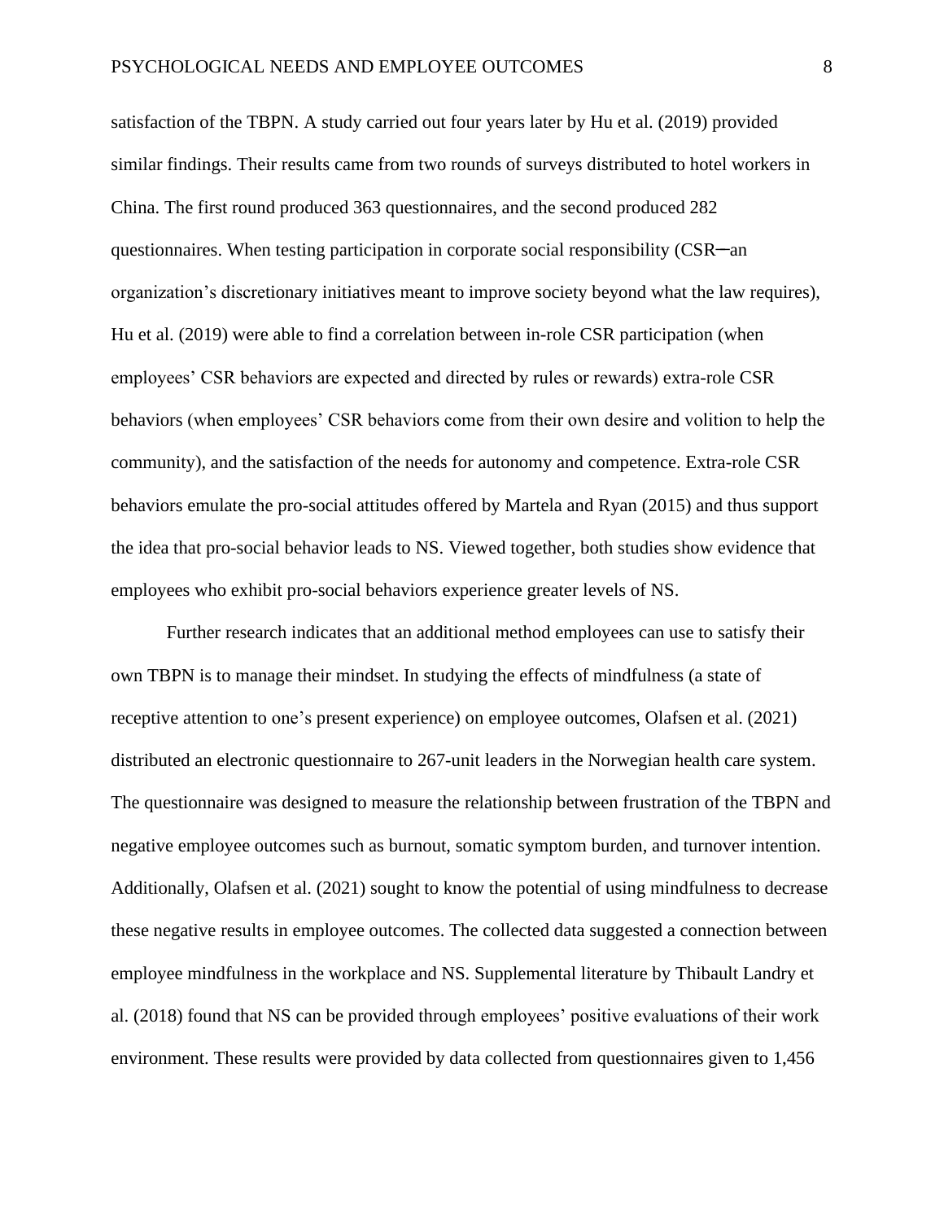satisfaction of the TBPN. A study carried out four years later by Hu et al. (2019) provided similar findings. Their results came from two rounds of surveys distributed to hotel workers in China. The first round produced 363 questionnaires, and the second produced 282 questionnaires. When testing participation in corporate social responsibility (CSR─an organization's discretionary initiatives meant to improve society beyond what the law requires), Hu et al. (2019) were able to find a correlation between in-role CSR participation (when employees' CSR behaviors are expected and directed by rules or rewards) extra-role CSR behaviors (when employees' CSR behaviors come from their own desire and volition to help the community), and the satisfaction of the needs for autonomy and competence. Extra-role CSR behaviors emulate the pro-social attitudes offered by Martela and Ryan (2015) and thus support the idea that pro-social behavior leads to NS. Viewed together, both studies show evidence that employees who exhibit pro-social behaviors experience greater levels of NS.

Further research indicates that an additional method employees can use to satisfy their own TBPN is to manage their mindset. In studying the effects of mindfulness (a state of receptive attention to one's present experience) on employee outcomes, Olafsen et al. (2021) distributed an electronic questionnaire to 267-unit leaders in the Norwegian health care system. The questionnaire was designed to measure the relationship between frustration of the TBPN and negative employee outcomes such as burnout, somatic symptom burden, and turnover intention. Additionally, Olafsen et al. (2021) sought to know the potential of using mindfulness to decrease these negative results in employee outcomes. The collected data suggested a connection between employee mindfulness in the workplace and NS. Supplemental literature by Thibault Landry et al. (2018) found that NS can be provided through employees' positive evaluations of their work environment. These results were provided by data collected from questionnaires given to 1,456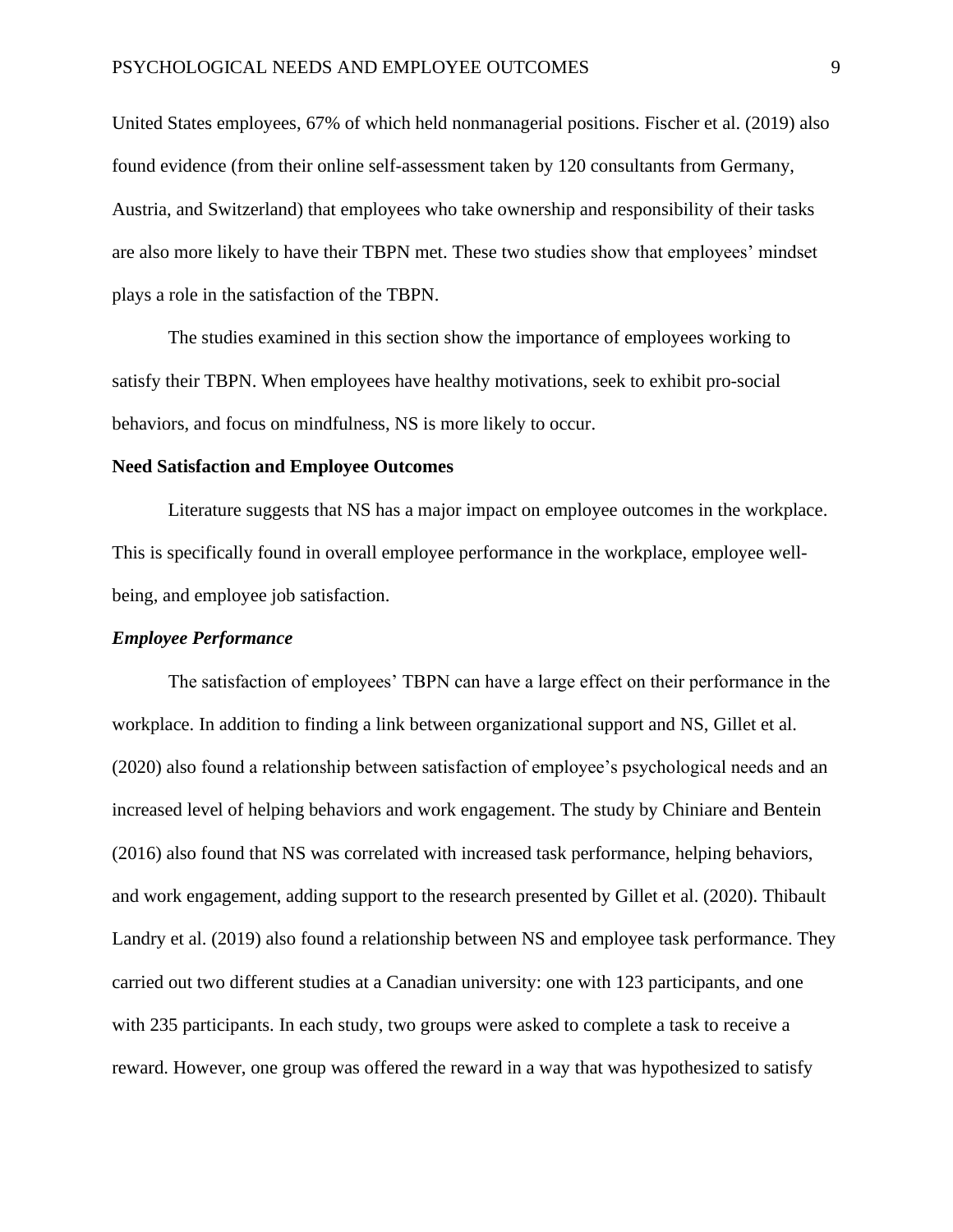United States employees, 67% of which held nonmanagerial positions. Fischer et al. (2019) also found evidence (from their online self-assessment taken by 120 consultants from Germany, Austria, and Switzerland) that employees who take ownership and responsibility of their tasks are also more likely to have their TBPN met. These two studies show that employees' mindset plays a role in the satisfaction of the TBPN.

The studies examined in this section show the importance of employees working to satisfy their TBPN. When employees have healthy motivations, seek to exhibit pro-social behaviors, and focus on mindfulness, NS is more likely to occur.

## Need Satisfaction and Employee Outcomes

Literature suggests that NS has a major impact on employee outcomes in the workplace. This is specifically found in overall employee performance in the workplace, employee well-being, and employee job satisfaction.

### *Employee Performance*

The satisfaction of employees' TBPN can have a large effect on their performance in the workplace. In addition to finding a link between organizational support and NS, Gillet et al. (2020) also found a relationship between satisfaction of employee's psychological needs and an increased level of helping behaviors and work engagement. The study by Chiniare and Bentein (2016) also found that NS was correlated with increased task performance, helping behaviors, and work engagement, adding support to the research presented by Gillet et al. (2020). Thibault Landry et al. (2019) also found a relationship between NS and employee task performance. They carried out two different studies at a Canadian university: one with 123 participants, and one with 235 participants. In each study, two groups were asked to complete a task to receive a reward. However, one group was offered the reward in a way that was hypothesized to satisfy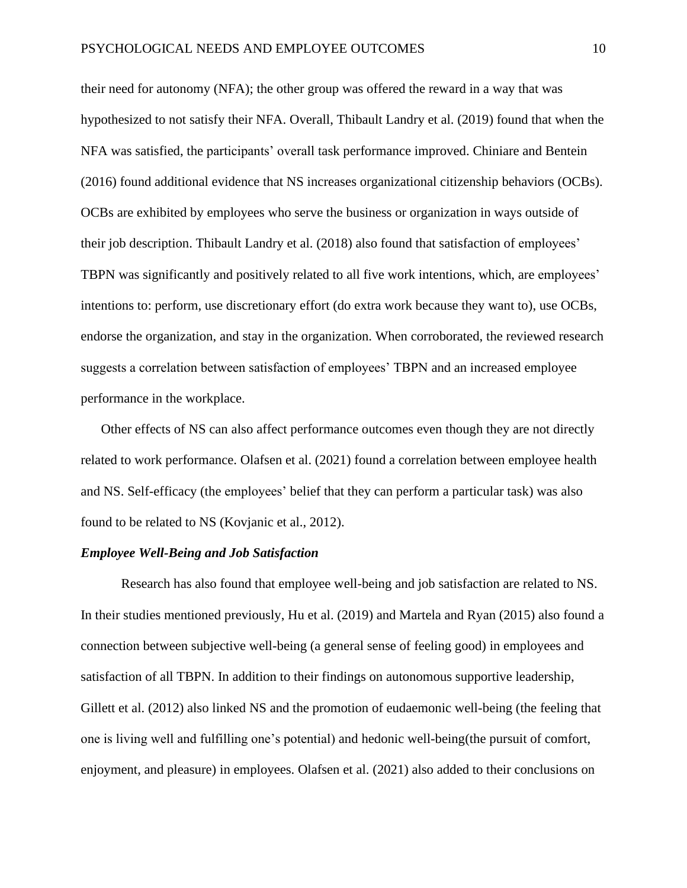their need for autonomy (NFA); the other group was offered the reward in a way that was hypothesized to not satisfy their NFA. Overall, Thibault Landry et al. (2019) found that when the NFA was satisfied, the participants' overall task performance improved. Chiniare and Bentein (2016) found additional evidence that NS increases organizational citizenship behaviors (OCBs). OCBs are exhibited by employees who serve the business or organization in ways outside of their job description. Thibault Landry et al. (2018) also found that satisfaction of employees' TBPN was significantly and positively related to all five work intentions, which, are employees' intentions to: perform, use discretionary effort (do extra work because they want to), use OCBs, endorse the organization, and stay in the organization. When corroborated, the reviewed research suggests a correlation between satisfaction of employees' TBPN and an increased employee performance in the workplace.

Other effects of NS can also affect performance outcomes even though they are not directly related to work performance. Olafsen et al. (2021) found a correlation between employee health and NS. Self-efficacy (the employees' belief that they can perform a particular task) was also found to be related to NS (Kovjanic et al., 2012).

***Employee Well-Being and Job Satisfaction***

Research has also found that employee well-being and job satisfaction are related to NS. In their studies mentioned previously, Hu et al. (2019) and Martela and Ryan (2015) also found a connection between subjective well-being (a general sense of feeling good) in employees and satisfaction of all TBPN. In addition to their findings on autonomous supportive leadership, Gillett et al. (2012) also linked NS and the promotion of eudaemonic well-being (the feeling that one is living well and fulfilling one's potential) and hedonic well-being(the pursuit of comfort, enjoyment, and pleasure) in employees. Olafsen et al. (2021) also added to their conclusions on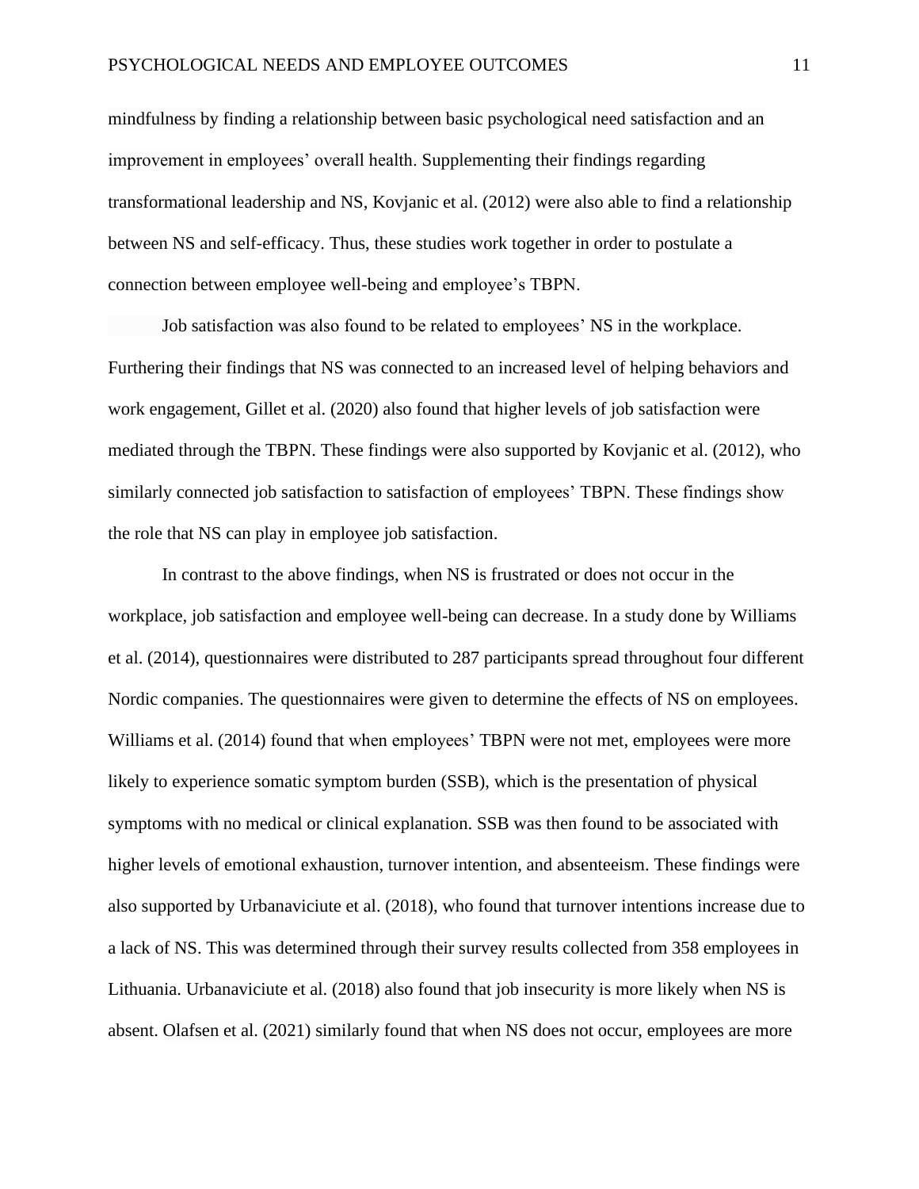mindfulness by finding a relationship between basic psychological need satisfaction and an improvement in employees' overall health. Supplementing their findings regarding transformational leadership and NS, Kovjanic et al. (2012) were also able to find a relationship between NS and self-efficacy. Thus, these studies work together in order to postulate a connection between employee well-being and employee's TBPN.

Job satisfaction was also found to be related to employees' NS in the workplace. Furthering their findings that NS was connected to an increased level of helping behaviors and work engagement, Gillet et al. (2020) also found that higher levels of job satisfaction were mediated through the TBPN. These findings were also supported by Kovjanic et al. (2012), who similarly connected job satisfaction to satisfaction of employees' TBPN. These findings show the role that NS can play in employee job satisfaction.

In contrast to the above findings, when NS is frustrated or does not occur in the workplace, job satisfaction and employee well-being can decrease. In a study done by Williams et al. (2014), questionnaires were distributed to 287 participants spread throughout four different Nordic companies. The questionnaires were given to determine the effects of NS on employees. Williams et al. (2014) found that when employees' TBPN were not met, employees were more likely to experience somatic symptom burden (SSB), which is the presentation of physical symptoms with no medical or clinical explanation. SSB was then found to be associated with higher levels of emotional exhaustion, turnover intention, and absenteeism. These findings were also supported by Urbanaviciute et al. (2018), who found that turnover intentions increase due to a lack of NS. This was determined through their survey results collected from 358 employees in Lithuania. Urbanaviciute et al. (2018) also found that job insecurity is more likely when NS is absent. Olafsen et al. (2021) similarly found that when NS does not occur, employees are more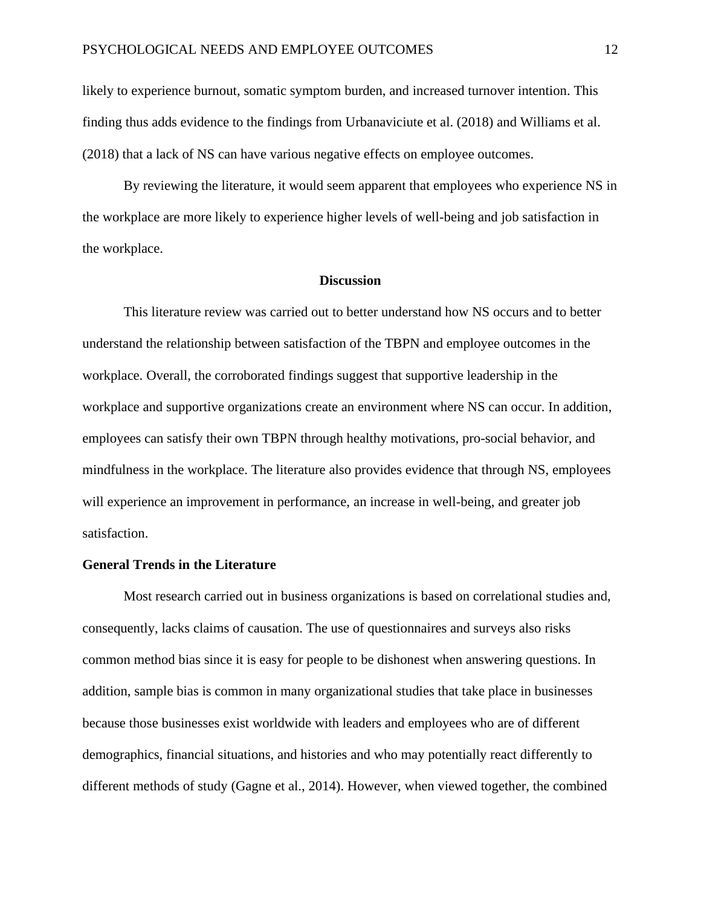likely to experience burnout, somatic symptom burden, and increased turnover intention. This finding thus adds evidence to the findings from Urbanaviciute et al. (2018) and Williams et al. (2018) that a lack of NS can have various negative effects on employee outcomes.

By reviewing the literature, it would seem apparent that employees who experience NS in the workplace are more likely to experience higher levels of well-being and job satisfaction in the workplace.

## Discussion

This literature review was carried out to better understand how NS occurs and to better understand the relationship between satisfaction of the TBPN and employee outcomes in the workplace. Overall, the corroborated findings suggest that supportive leadership in the workplace and supportive organizations create an environment where NS can occur. In addition, employees can satisfy their own TBPN through healthy motivations, pro-social behavior, and mindfulness in the workplace. The literature also provides evidence that through NS, employees will experience an improvement in performance, an increase in well-being, and greater job satisfaction.

### General Trends in the Literature

Most research carried out in business organizations is based on correlational studies and, consequently, lacks claims of causation. The use of questionnaires and surveys also risks common method bias since it is easy for people to be dishonest when answering questions. In addition, sample bias is common in many organizational studies that take place in businesses because those businesses exist worldwide with leaders and employees who are of different demographics, financial situations, and histories and who may potentially react differently to different methods of study (Gagne et al., 2014). However, when viewed together, the combined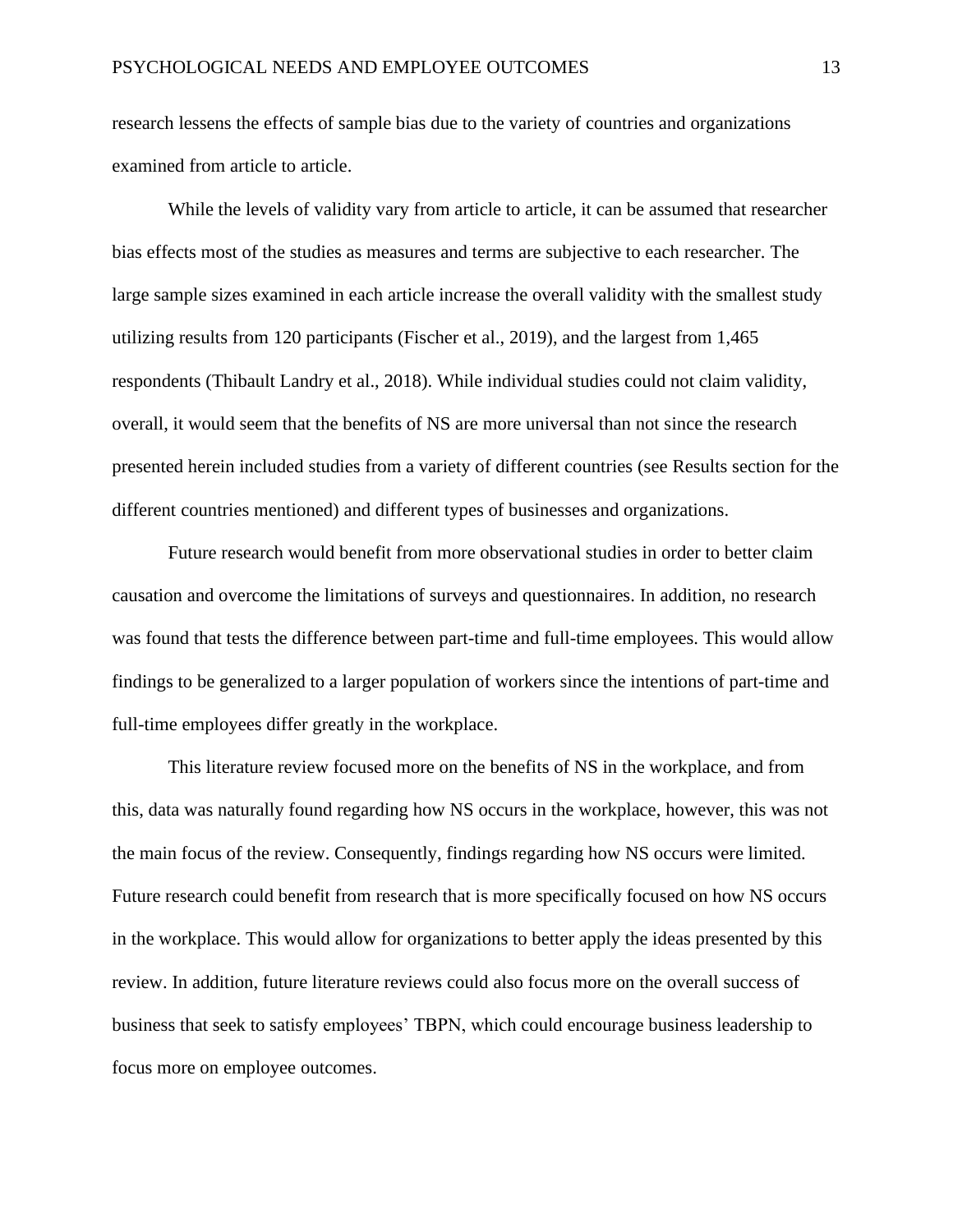research lessens the effects of sample bias due to the variety of countries and organizations examined from article to article.

While the levels of validity vary from article to article, it can be assumed that researcher bias effects most of the studies as measures and terms are subjective to each researcher. The large sample sizes examined in each article increase the overall validity with the smallest study utilizing results from 120 participants (Fischer et al., 2019), and the largest from 1,465 respondents (Thibault Landry et al., 2018). While individual studies could not claim validity, overall, it would seem that the benefits of NS are more universal than not since the research presented herein included studies from a variety of different countries (see Results section for the different countries mentioned) and different types of businesses and organizations.

Future research would benefit from more observational studies in order to better claim causation and overcome the limitations of surveys and questionnaires. In addition, no research was found that tests the difference between part-time and full-time employees. This would allow findings to be generalized to a larger population of workers since the intentions of part-time and full-time employees differ greatly in the workplace.

This literature review focused more on the benefits of NS in the workplace, and from this, data was naturally found regarding how NS occurs in the workplace, however, this was not the main focus of the review. Consequently, findings regarding how NS occurs were limited. Future research could benefit from research that is more specifically focused on how NS occurs in the workplace. This would allow for organizations to better apply the ideas presented by this review. In addition, future literature reviews could also focus more on the overall success of business that seek to satisfy employees' TBPN, which could encourage business leadership to focus more on employee outcomes.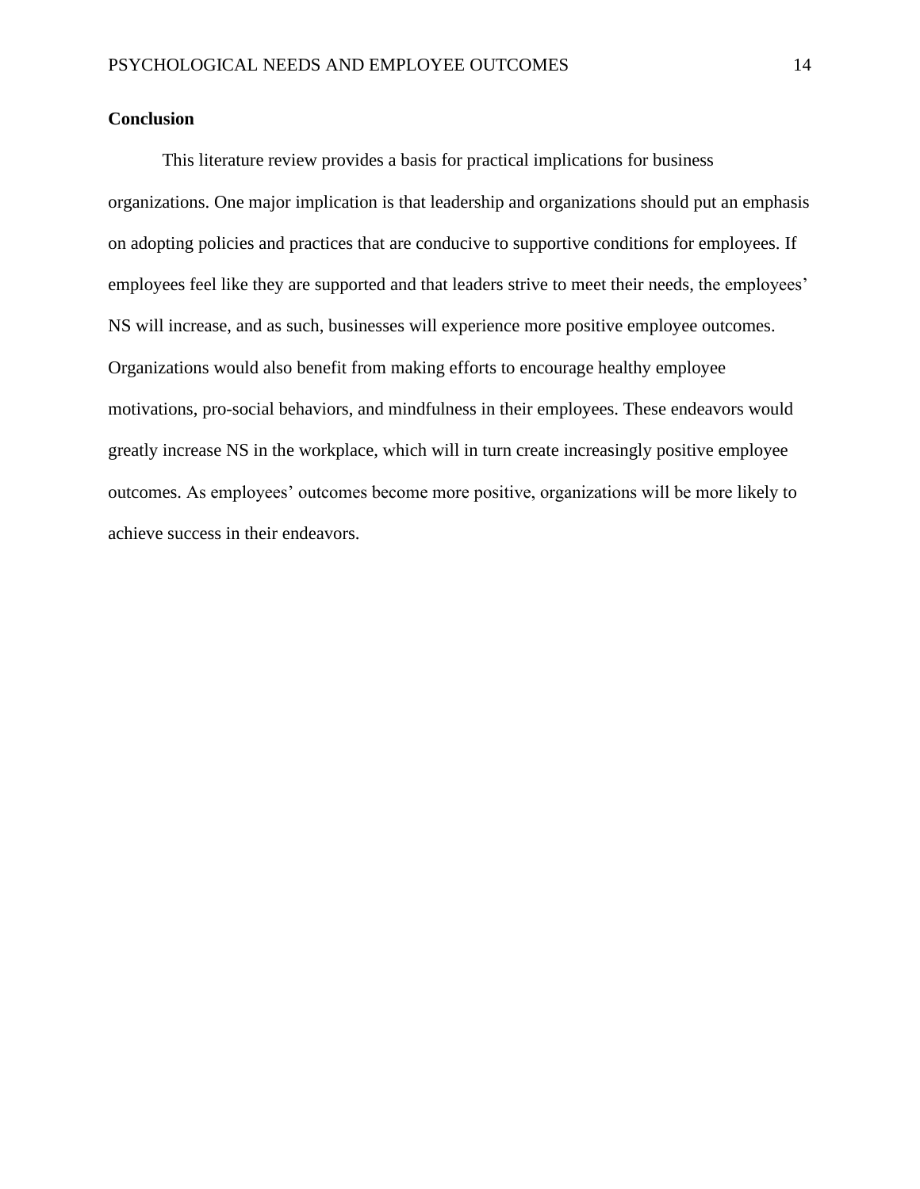## Conclusion

This literature review provides a basis for practical implications for business organizations. One major implication is that leadership and organizations should put an emphasis on adopting policies and practices that are conducive to supportive conditions for employees. If employees feel like they are supported and that leaders strive to meet their needs, the employees' NS will increase, and as such, businesses will experience more positive employee outcomes. Organizations would also benefit from making efforts to encourage healthy employee motivations, pro-social behaviors, and mindfulness in their employees. These endeavors would greatly increase NS in the workplace, which will in turn create increasingly positive employee outcomes. As employees' outcomes become more positive, organizations will be more likely to achieve success in their endeavors.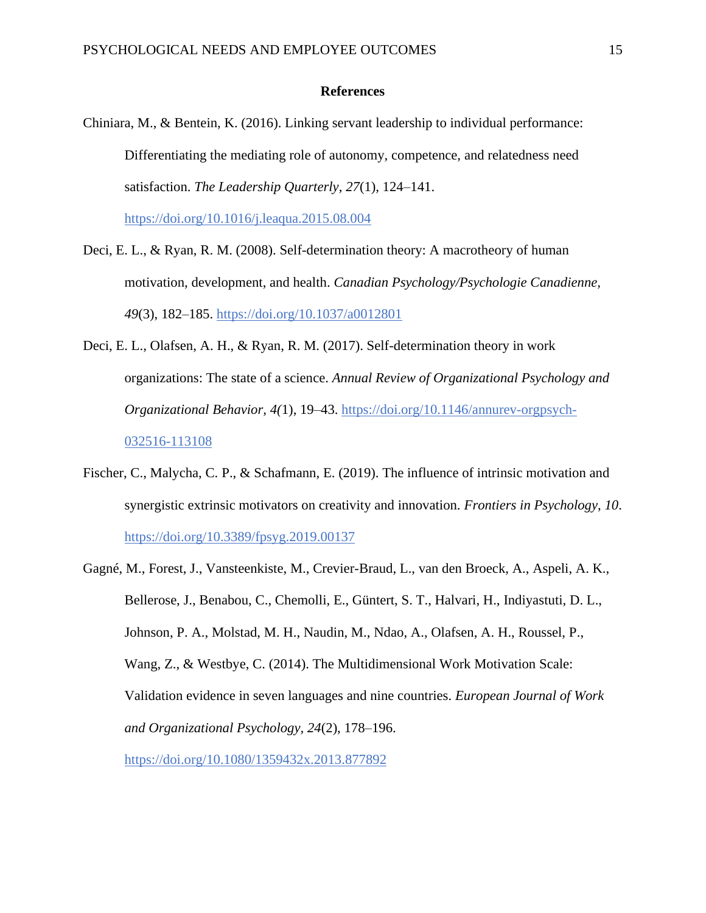# References

Chiniara, M., & Bentein, K. (2016). Linking servant leadership to individual performance: Differentiating the mediating role of autonomy, competence, and relatedness need satisfaction. *The Leadership Quarterly*, *27*(1), 124–141. https://doi.org/10.1016/j.leaqua.2015.08.004

Deci, E. L., & Ryan, R. M. (2008). Self-determination theory: A macrotheory of human motivation, development, and health. *Canadian Psychology/Psychologie Canadienne, 49*(3), 182–185. https://doi.org/10.1037/a0012801

Deci, E. L., Olafsen, A. H., & Ryan, R. M. (2017). Self-determination theory in work organizations: The state of a science. *Annual Review of Organizational Psychology and Organizational Behavior, 4(*1), 19–43. https://doi.org/10.1146/annurev-orgpsych-032516-113108

Fischer, C., Malycha, C. P., & Schafmann, E. (2019). The influence of intrinsic motivation and synergistic extrinsic motivators on creativity and innovation. *Frontiers in Psychology*, *10*. https://doi.org/10.3389/fpsyg.2019.00137

Gagné, M., Forest, J., Vansteenkiste, M., Crevier-Braud, L., van den Broeck, A., Aspeli, A. K., Bellerose, J., Benabou, C., Chemolli, E., Güntert, S. T., Halvari, H., Indiyastuti, D. L., Johnson, P. A., Molstad, M. H., Naudin, M., Ndao, A., Olafsen, A. H., Roussel, P., Wang, Z., & Westbye, C. (2014). The Multidimensional Work Motivation Scale: Validation evidence in seven languages and nine countries. *European Journal of Work and Organizational Psychology, 24*(2), 178–196. https://doi.org/10.1080/1359432x.2013.877892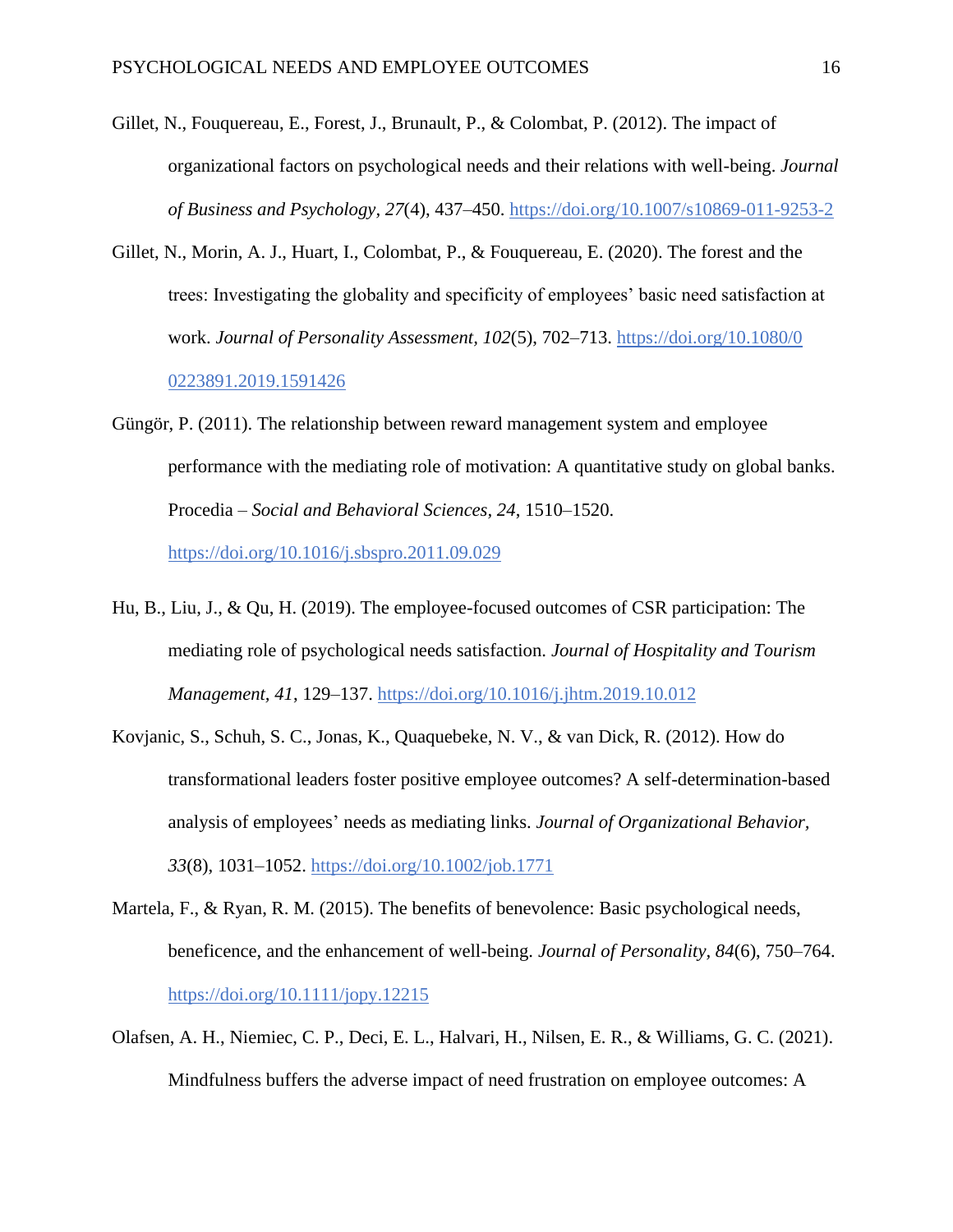Gillet, N., Fouquereau, E., Forest, J., Brunault, P., & Colombat, P. (2012). The impact of organizational factors on psychological needs and their relations with well-being. *Journal of Business and Psychology, 27*(4), 437–450. https://doi.org/10.1007/s10869-011-9253-2

Gillet, N., Morin, A. J., Huart, I., Colombat, P., & Fouquereau, E. (2020). The forest and the trees: Investigating the globality and specificity of employees' basic need satisfaction at work. *Journal of Personality Assessment, 102*(5), 702–713. https://doi.org/10.1080/00223891.2019.1591426

Güngör, P. (2011). The relationship between reward management system and employee performance with the mediating role of motivation: A quantitative study on global banks. Procedia – *Social and Behavioral Sciences, 24*, 1510–1520. https://doi.org/10.1016/j.sbspro.2011.09.029

Hu, B., Liu, J., & Qu, H. (2019). The employee-focused outcomes of CSR participation: The mediating role of psychological needs satisfaction. *Journal of Hospitality and Tourism Management, 41*, 129–137. https://doi.org/10.1016/j.jhtm.2019.10.012

Kovjanic, S., Schuh, S. C., Jonas, K., Quaquebeke, N. V., & van Dick, R. (2012). How do transformational leaders foster positive employee outcomes? A self-determination-based analysis of employees' needs as mediating links. *Journal of Organizational Behavior, 33*(8), 1031–1052. https://doi.org/10.1002/job.1771

Martela, F., & Ryan, R. M. (2015). The benefits of benevolence: Basic psychological needs, beneficence, and the enhancement of well-being. *Journal of Personality, 84*(6), 750–764. https://doi.org/10.1111/jopy.12215

Olafsen, A. H., Niemiec, C. P., Deci, E. L., Halvari, H., Nilsen, E. R., & Williams, G. C. (2021). Mindfulness buffers the adverse impact of need frustration on employee outcomes: A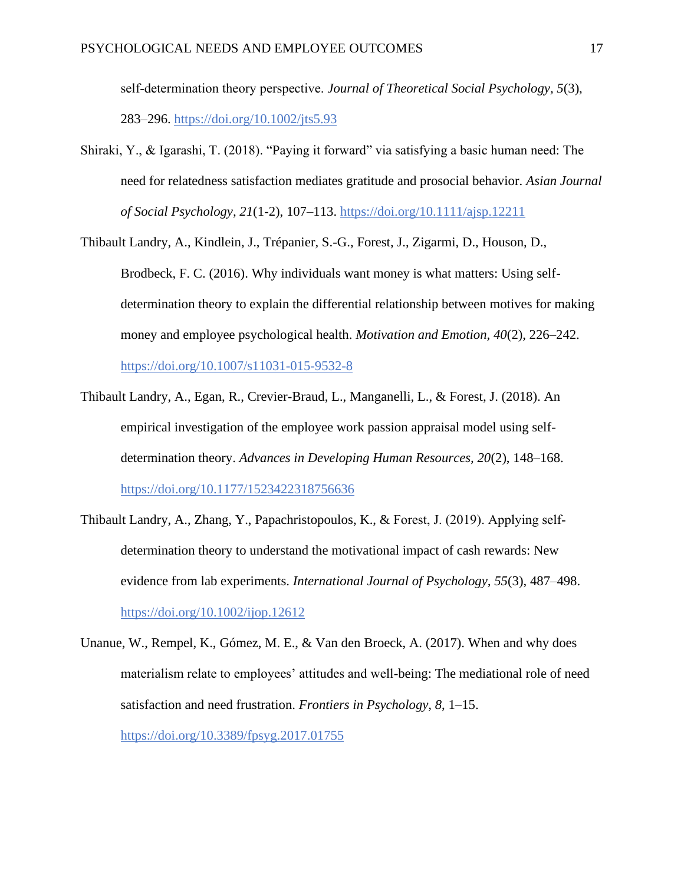self-determination theory perspective. *Journal of Theoretical Social Psychology, 5*(3), 283–296. https://doi.org/10.1002/jts5.93

Shiraki, Y., & Igarashi, T. (2018). "Paying it forward" via satisfying a basic human need: The need for relatedness satisfaction mediates gratitude and prosocial behavior. *Asian Journal of Social Psychology, 21*(1-2), 107–113. https://doi.org/10.1111/ajsp.12211

Thibault Landry, A., Kindlein, J., Trépanier, S.-G., Forest, J., Zigarmi, D., Houson, D., Brodbeck, F. C. (2016). Why individuals want money is what matters: Using self-determination theory to explain the differential relationship between motives for making money and employee psychological health. *Motivation and Emotion, 40*(2), 226–242. https://doi.org/10.1007/s11031-015-9532-8

Thibault Landry, A., Egan, R., Crevier-Braud, L., Manganelli, L., & Forest, J. (2018). An empirical investigation of the employee work passion appraisal model using self-determination theory. *Advances in Developing Human Resources, 20*(2), 148–168. https://doi.org/10.1177/1523422318756636

Thibault Landry, A., Zhang, Y., Papachristopoulos, K., & Forest, J. (2019). Applying self-determination theory to understand the motivational impact of cash rewards: New evidence from lab experiments. *International Journal of Psychology, 55*(3), 487–498. https://doi.org/10.1002/ijop.12612

Unanue, W., Rempel, K., Gómez, M. E., & Van den Broeck, A. (2017). When and why does materialism relate to employees' attitudes and well-being: The mediational role of need satisfaction and need frustration. *Frontiers in Psychology, 8*, 1–15. https://doi.org/10.3389/fpsyg.2017.01755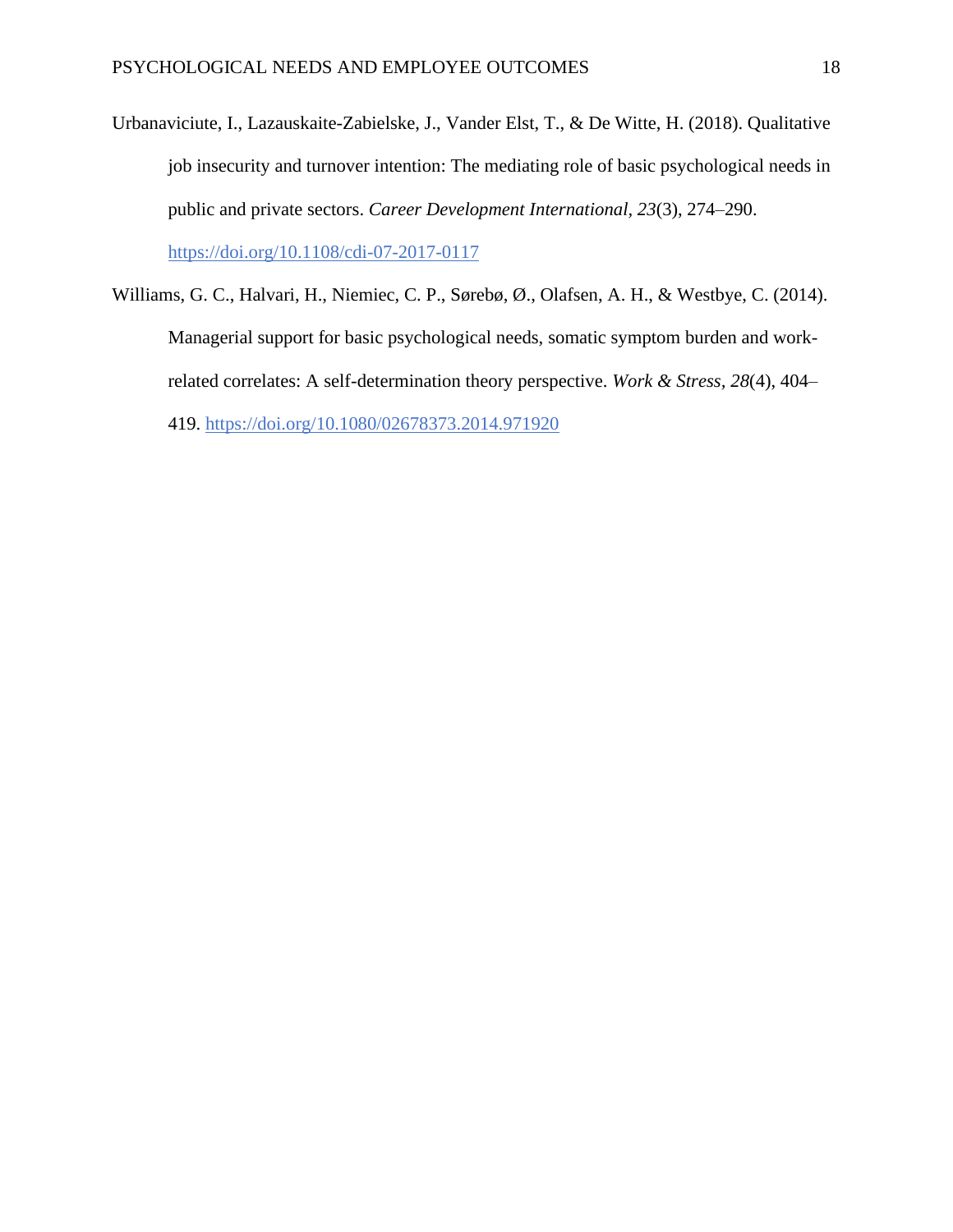Urbanaviciute, I., Lazauskaite-Zabielske, J., Vander Elst, T., & De Witte, H. (2018). Qualitative job insecurity and turnover intention: The mediating role of basic psychological needs in public and private sectors. *Career Development International*, *23*(3), 274–290. https://doi.org/10.1108/cdi-07-2017-0117

Williams, G. C., Halvari, H., Niemiec, C. P., Sørebø, Ø., Olafsen, A. H., & Westbye, C. (2014). Managerial support for basic psychological needs, somatic symptom burden and work-related correlates: A self-determination theory perspective. *Work & Stress*, *28*(4), 404–419. https://doi.org/10.1080/02678373.2014.971920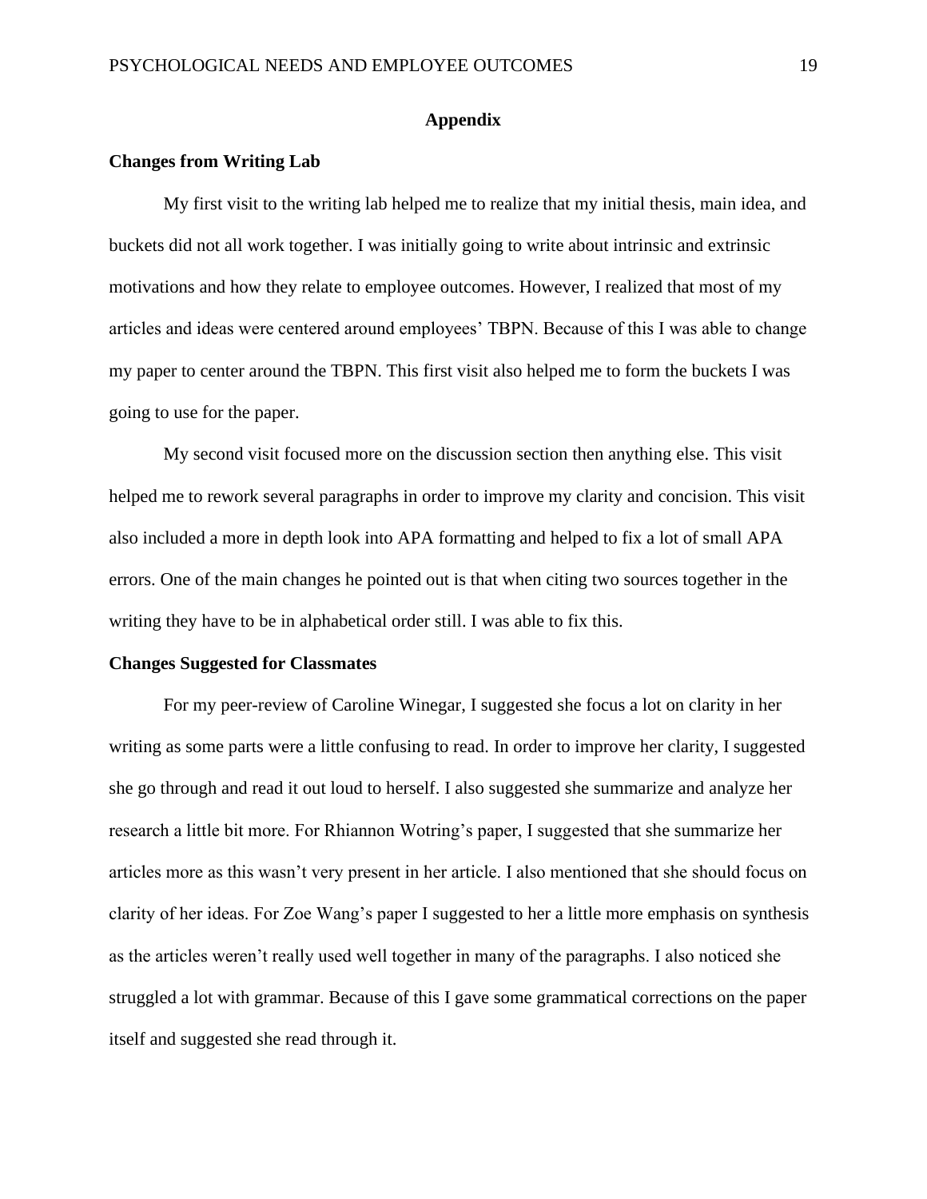# Appendix

## Changes from Writing Lab

My first visit to the writing lab helped me to realize that my initial thesis, main idea, and buckets did not all work together. I was initially going to write about intrinsic and extrinsic motivations and how they relate to employee outcomes. However, I realized that most of my articles and ideas were centered around employees' TBPN. Because of this I was able to change my paper to center around the TBPN. This first visit also helped me to form the buckets I was going to use for the paper.

My second visit focused more on the discussion section then anything else. This visit helped me to rework several paragraphs in order to improve my clarity and concision. This visit also included a more in depth look into APA formatting and helped to fix a lot of small APA errors. One of the main changes he pointed out is that when citing two sources together in the writing they have to be in alphabetical order still. I was able to fix this.

## Changes Suggested for Classmates

For my peer-review of Caroline Winegar, I suggested she focus a lot on clarity in her writing as some parts were a little confusing to read. In order to improve her clarity, I suggested she go through and read it out loud to herself. I also suggested she summarize and analyze her research a little bit more. For Rhiannon Wotring's paper, I suggested that she summarize her articles more as this wasn't very present in her article. I also mentioned that she should focus on clarity of her ideas. For Zoe Wang's paper I suggested to her a little more emphasis on synthesis as the articles weren't really used well together in many of the paragraphs. I also noticed she struggled a lot with grammar. Because of this I gave some grammatical corrections on the paper itself and suggested she read through it.